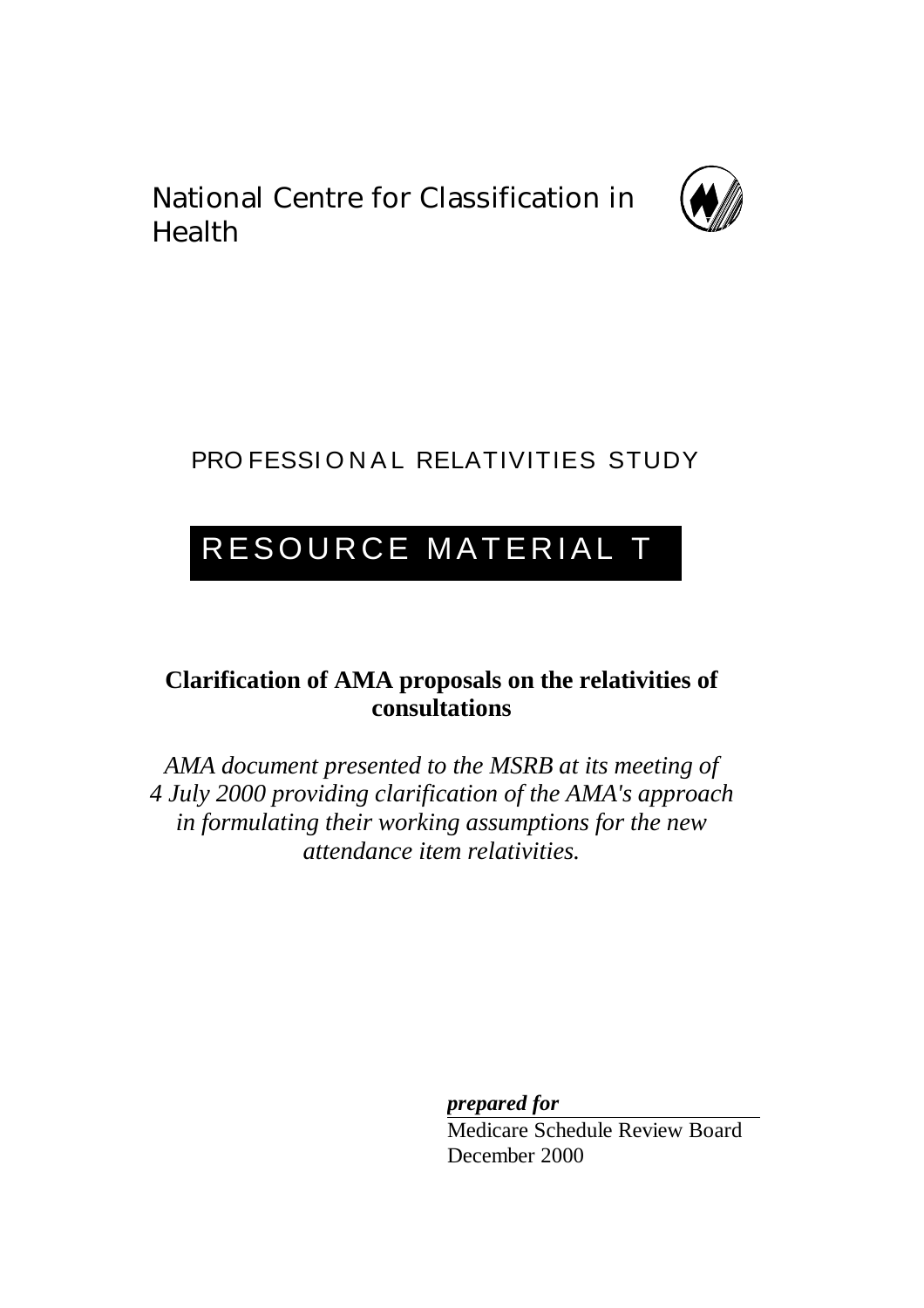National Centre for Classification in Health

# PROFESSIONAL RELATIVITIES STUDY

# RESOURCE MATERIAL T

## Clarification of AMA proposals on the relativities of consultations

*AMA document presented to the MSRB at its meeting of 4 July 2000 providing clarification of the AMA's approach in formulating their working assumptions for the new attendance item relativities.*

***prepared for***

Medicare Schedule Review Board
December 2000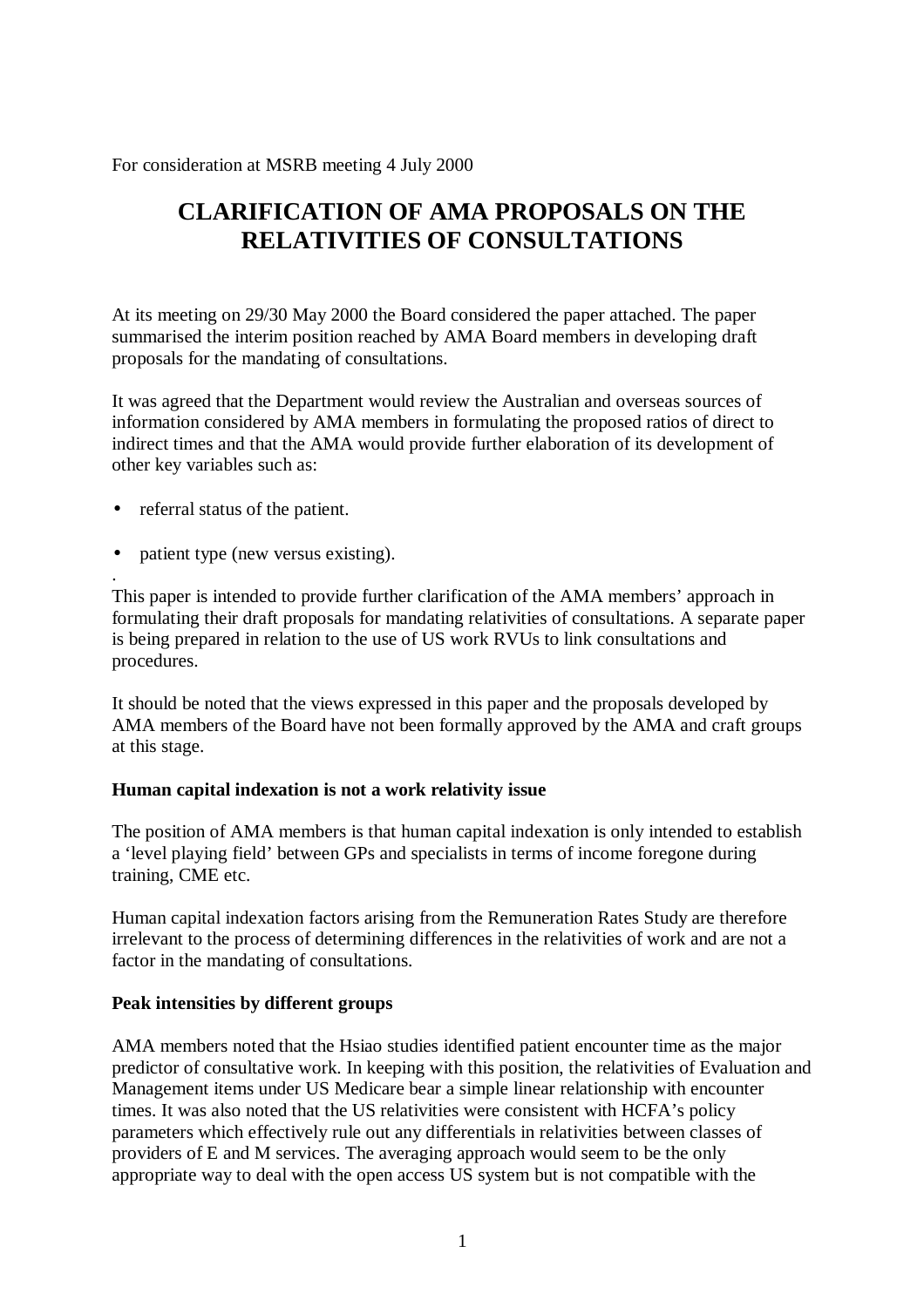For consideration at MSRB meeting 4 July 2000

# CLARIFICATION OF AMA PROPOSALS ON THE RELATIVITIES OF CONSULTATIONS

At its meeting on 29/30 May 2000 the Board considered the paper attached. The paper summarised the interim position reached by AMA Board members in developing draft proposals for the mandating of consultations.

It was agreed that the Department would review the Australian and overseas sources of information considered by AMA members in formulating the proposed ratios of direct to indirect times and that the AMA would provide further elaboration of its development of other key variables such as:

- referral status of the patient.
- patient type (new versus existing).

.

This paper is intended to provide further clarification of the AMA members' approach in formulating their draft proposals for mandating relativities of consultations. A separate paper is being prepared in relation to the use of US work RVUs to link consultations and procedures.

It should be noted that the views expressed in this paper and the proposals developed by AMA members of the Board have not been formally approved by the AMA and craft groups at this stage.

**Human capital indexation is not a work relativity issue**

The position of AMA members is that human capital indexation is only intended to establish a 'level playing field' between GPs and specialists in terms of income foregone during training, CME etc.

Human capital indexation factors arising from the Remuneration Rates Study are therefore irrelevant to the process of determining differences in the relativities of work and are not a factor in the mandating of consultations.

**Peak intensities by different groups**

AMA members noted that the Hsiao studies identified patient encounter time as the major predictor of consultative work. In keeping with this position, the relativities of Evaluation and Management items under US Medicare bear a simple linear relationship with encounter times. It was also noted that the US relativities were consistent with HCFA's policy parameters which effectively rule out any differentials in relativities between classes of providers of E and M services. The averaging approach would seem to be the only appropriate way to deal with the open access US system but is not compatible with the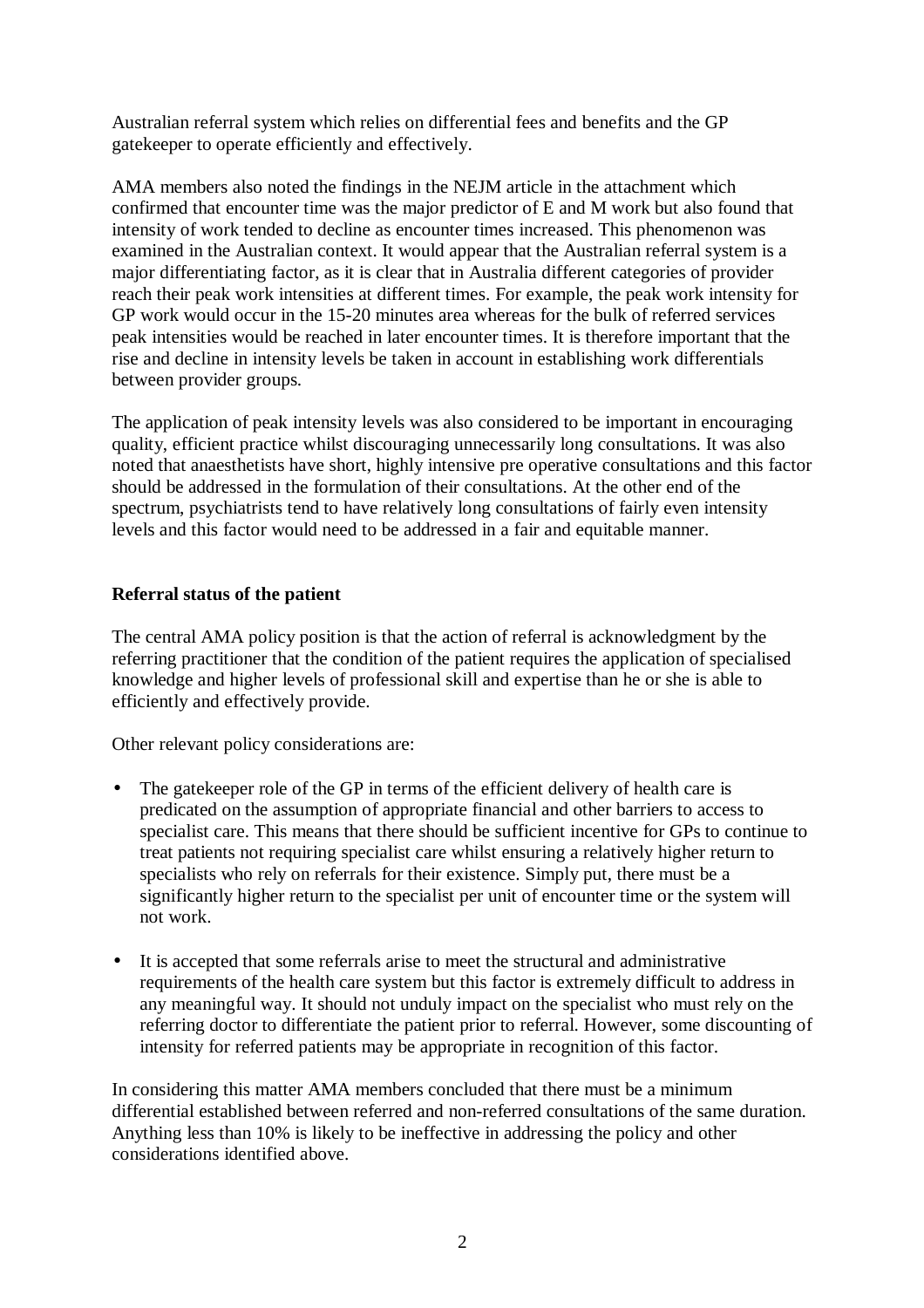Australian referral system which relies on differential fees and benefits and the GP gatekeeper to operate efficiently and effectively.

AMA members also noted the findings in the NEJM article in the attachment which confirmed that encounter time was the major predictor of E and M work but also found that intensity of work tended to decline as encounter times increased. This phenomenon was examined in the Australian context. It would appear that the Australian referral system is a major differentiating factor, as it is clear that in Australia different categories of provider reach their peak work intensities at different times. For example, the peak work intensity for GP work would occur in the 15-20 minutes area whereas for the bulk of referred services peak intensities would be reached in later encounter times. It is therefore important that the rise and decline in intensity levels be taken in account in establishing work differentials between provider groups.

The application of peak intensity levels was also considered to be important in encouraging quality, efficient practice whilst discouraging unnecessarily long consultations. It was also noted that anaesthetists have short, highly intensive pre operative consultations and this factor should be addressed in the formulation of their consultations. At the other end of the spectrum, psychiatrists tend to have relatively long consultations of fairly even intensity levels and this factor would need to be addressed in a fair and equitable manner.

**Referral status of the patient**

The central AMA policy position is that the action of referral is acknowledgment by the referring practitioner that the condition of the patient requires the application of specialised knowledge and higher levels of professional skill and expertise than he or she is able to efficiently and effectively provide.

Other relevant policy considerations are:

- The gatekeeper role of the GP in terms of the efficient delivery of health care is predicated on the assumption of appropriate financial and other barriers to access to specialist care. This means that there should be sufficient incentive for GPs to continue to treat patients not requiring specialist care whilst ensuring a relatively higher return to specialists who rely on referrals for their existence. Simply put, there must be a significantly higher return to the specialist per unit of encounter time or the system will not work.
- It is accepted that some referrals arise to meet the structural and administrative requirements of the health care system but this factor is extremely difficult to address in any meaningful way. It should not unduly impact on the specialist who must rely on the referring doctor to differentiate the patient prior to referral. However, some discounting of intensity for referred patients may be appropriate in recognition of this factor.

In considering this matter AMA members concluded that there must be a minimum differential established between referred and non-referred consultations of the same duration. Anything less than 10% is likely to be ineffective in addressing the policy and other considerations identified above.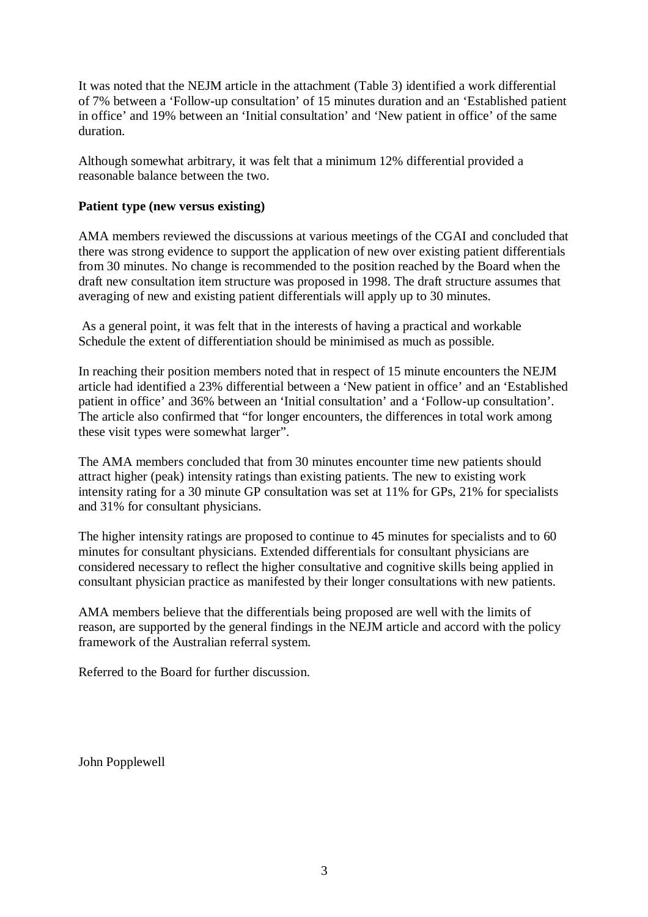It was noted that the NEJM article in the attachment (Table 3) identified a work differential of 7% between a 'Follow-up consultation' of 15 minutes duration and an 'Established patient in office' and 19% between an 'Initial consultation' and 'New patient in office' of the same duration.

Although somewhat arbitrary, it was felt that a minimum 12% differential provided a reasonable balance between the two.

**Patient type (new versus existing)**

AMA members reviewed the discussions at various meetings of the CGAI and concluded that there was strong evidence to support the application of new over existing patient differentials from 30 minutes. No change is recommended to the position reached by the Board when the draft new consultation item structure was proposed in 1998. The draft structure assumes that averaging of new and existing patient differentials will apply up to 30 minutes.

As a general point, it was felt that in the interests of having a practical and workable Schedule the extent of differentiation should be minimised as much as possible.

In reaching their position members noted that in respect of 15 minute encounters the NEJM article had identified a 23% differential between a 'New patient in office' and an 'Established patient in office' and 36% between an 'Initial consultation' and a 'Follow-up consultation'. The article also confirmed that "for longer encounters, the differences in total work among these visit types were somewhat larger".

The AMA members concluded that from 30 minutes encounter time new patients should attract higher (peak) intensity ratings than existing patients. The new to existing work intensity rating for a 30 minute GP consultation was set at 11% for GPs, 21% for specialists and 31% for consultant physicians.

The higher intensity ratings are proposed to continue to 45 minutes for specialists and to 60 minutes for consultant physicians. Extended differentials for consultant physicians are considered necessary to reflect the higher consultative and cognitive skills being applied in consultant physician practice as manifested by their longer consultations with new patients.

AMA members believe that the differentials being proposed are well with the limits of reason, are supported by the general findings in the NEJM article and accord with the policy framework of the Australian referral system.

Referred to the Board for further discussion.

John Popplewell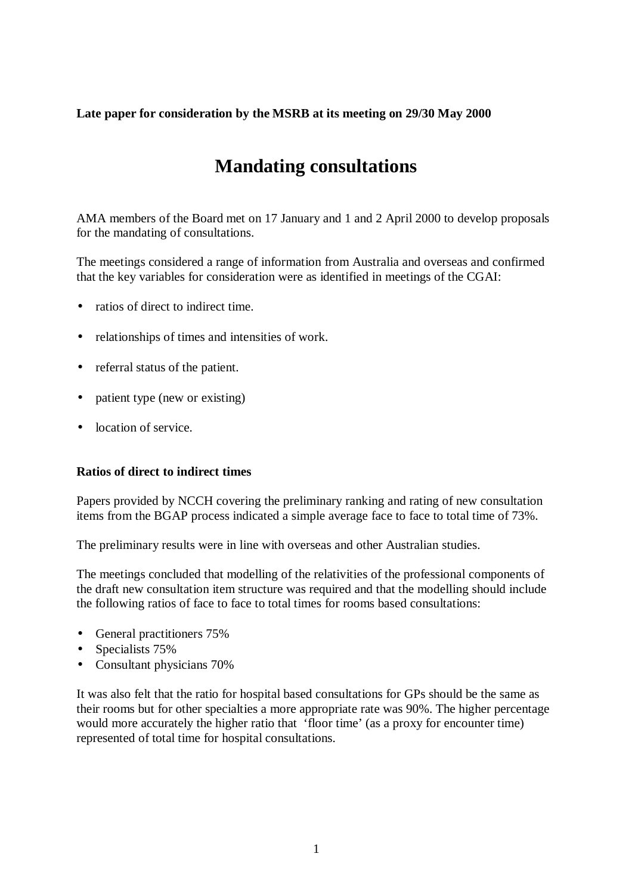**Late paper for consideration by the MSRB at its meeting on 29/30 May 2000**

# Mandating consultations

AMA members of the Board met on 17 January and 1 and 2 April 2000 to develop proposals for the mandating of consultations.

The meetings considered a range of information from Australia and overseas and confirmed that the key variables for consideration were as identified in meetings of the CGAI:

- ratios of direct to indirect time.
- relationships of times and intensities of work.
- referral status of the patient.
- patient type (new or existing)
- location of service.

### Ratios of direct to indirect times

Papers provided by NCCH covering the preliminary ranking and rating of new consultation items from the BGAP process indicated a simple average face to face to total time of 73%.

The preliminary results were in line with overseas and other Australian studies.

The meetings concluded that modelling of the relativities of the professional components of the draft new consultation item structure was required and that the modelling should include the following ratios of face to face to total times for rooms based consultations:

- General practitioners 75%
- Specialists 75%
- Consultant physicians 70%

It was also felt that the ratio for hospital based consultations for GPs should be the same as their rooms but for other specialties a more appropriate rate was 90%. The higher percentage would more accurately the higher ratio that 'floor time' (as a proxy for encounter time) represented of total time for hospital consultations.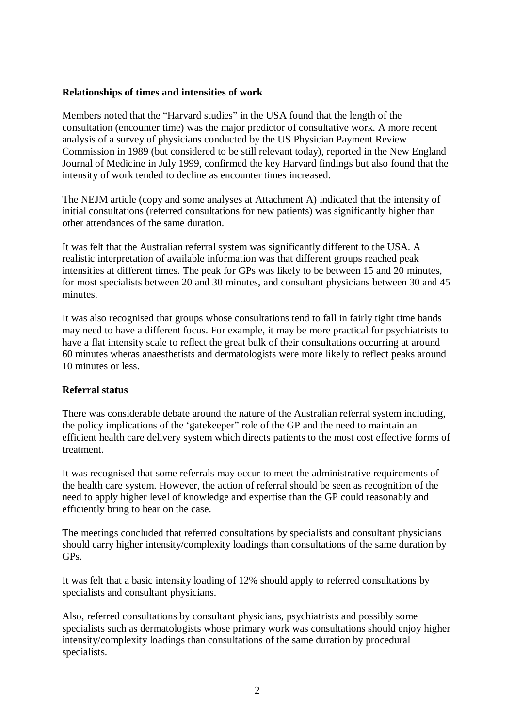**Relationships of times and intensities of work**

Members noted that the "Harvard studies" in the USA found that the length of the consultation (encounter time) was the major predictor of consultative work. A more recent analysis of a survey of physicians conducted by the US Physician Payment Review Commission in 1989 (but considered to be still relevant today), reported in the New England Journal of Medicine in July 1999, confirmed the key Harvard findings but also found that the intensity of work tended to decline as encounter times increased.

The NEJM article (copy and some analyses at Attachment A) indicated that the intensity of initial consultations (referred consultations for new patients) was significantly higher than other attendances of the same duration.

It was felt that the Australian referral system was significantly different to the USA. A realistic interpretation of available information was that different groups reached peak intensities at different times. The peak for GPs was likely to be between 15 and 20 minutes, for most specialists between 20 and 30 minutes, and consultant physicians between 30 and 45 minutes.

It was also recognised that groups whose consultations tend to fall in fairly tight time bands may need to have a different focus. For example, it may be more practical for psychiatrists to have a flat intensity scale to reflect the great bulk of their consultations occurring at around 60 minutes wheras anaesthetists and dermatologists were more likely to reflect peaks around 10 minutes or less.

**Referral status**

There was considerable debate around the nature of the Australian referral system including, the policy implications of the 'gatekeeper" role of the GP and the need to maintain an efficient health care delivery system which directs patients to the most cost effective forms of treatment.

It was recognised that some referrals may occur to meet the administrative requirements of the health care system. However, the action of referral should be seen as recognition of the need to apply higher level of knowledge and expertise than the GP could reasonably and efficiently bring to bear on the case.

The meetings concluded that referred consultations by specialists and consultant physicians should carry higher intensity/complexity loadings than consultations of the same duration by GPs.

It was felt that a basic intensity loading of 12% should apply to referred consultations by specialists and consultant physicians.

Also, referred consultations by consultant physicians, psychiatrists and possibly some specialists such as dermatologists whose primary work was consultations should enjoy higher intensity/complexity loadings than consultations of the same duration by procedural specialists.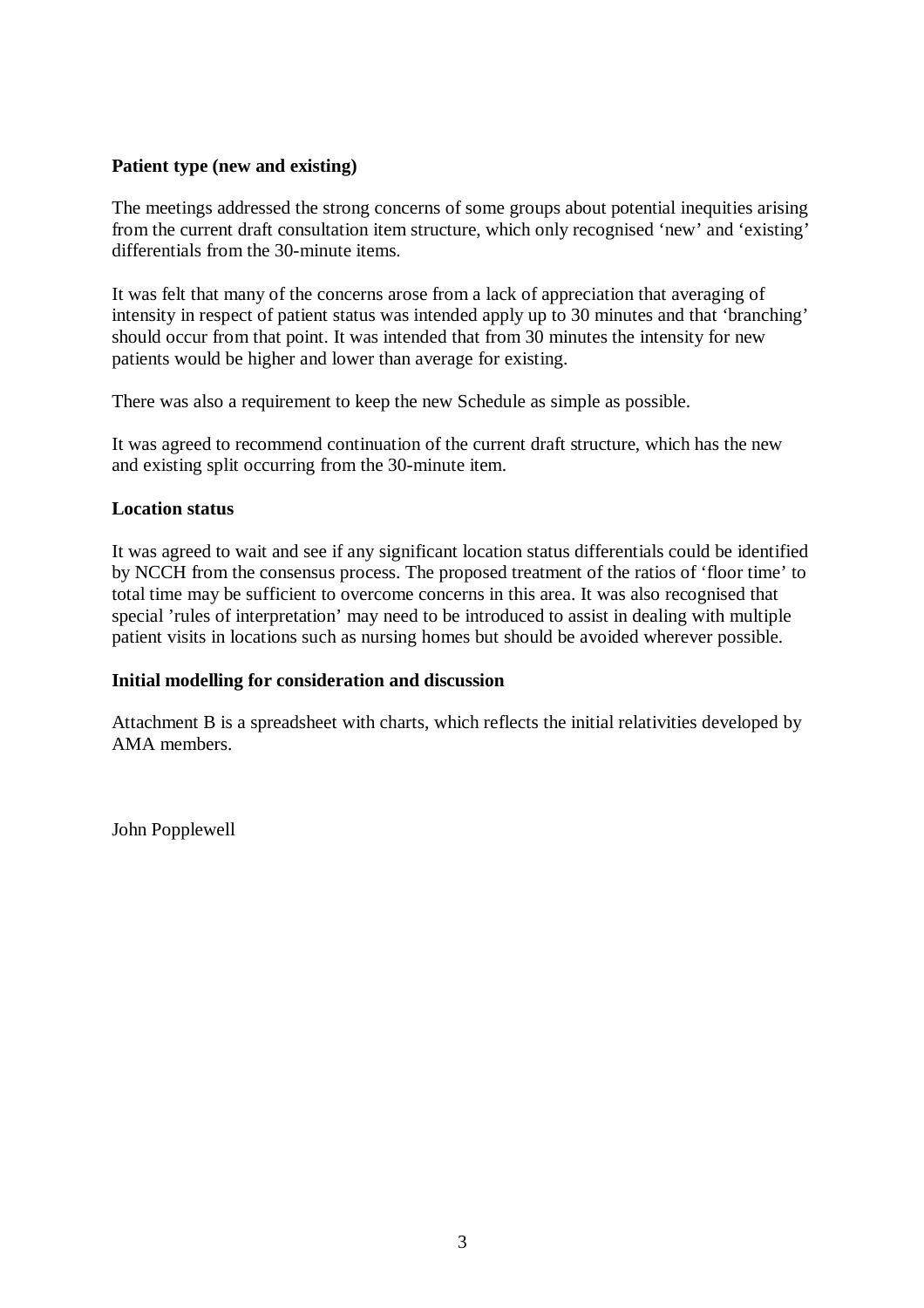**Patient type (new and existing)**

The meetings addressed the strong concerns of some groups about potential inequities arising from the current draft consultation item structure, which only recognised 'new' and 'existing' differentials from the 30-minute items.

It was felt that many of the concerns arose from a lack of appreciation that averaging of intensity in respect of patient status was intended apply up to 30 minutes and that 'branching' should occur from that point. It was intended that from 30 minutes the intensity for new patients would be higher and lower than average for existing.

There was also a requirement to keep the new Schedule as simple as possible.

It was agreed to recommend continuation of the current draft structure, which has the new and existing split occurring from the 30-minute item.

**Location status**

It was agreed to wait and see if any significant location status differentials could be identified by NCCH from the consensus process. The proposed treatment of the ratios of 'floor time' to total time may be sufficient to overcome concerns in this area. It was also recognised that special 'rules of interpretation' may need to be introduced to assist in dealing with multiple patient visits in locations such as nursing homes but should be avoided wherever possible.

**Initial modelling for consideration and discussion**

Attachment B is a spreadsheet with charts, which reflects the initial relativities developed by AMA members.

John Popplewell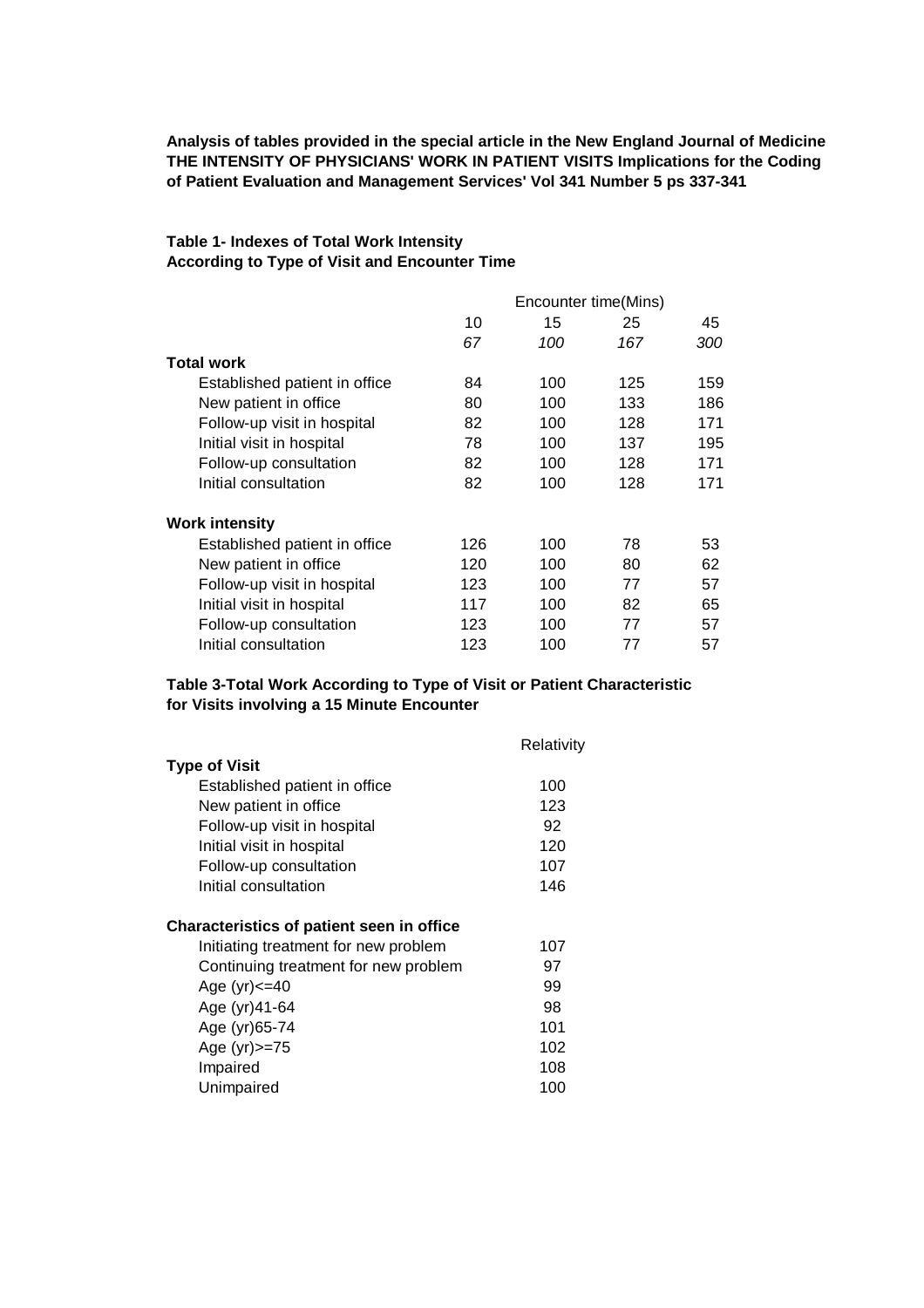**Analysis of tables provided in the special article in the New England Journal of Medicine THE INTENSITY OF PHYSICIANS' WORK IN PATIENT VISITS Implications for the Coding of Patient Evaluation and Management Services' Vol 341 Number 5 ps 337-341**

**Table 1- Indexes of Total Work Intensity According to Type of Visit and Encounter Time**

| | Encounter time(Mins) | | | |
|---|---|---|---|---|
| | 10 | 15 | 25 | 45 |
| | *67* | *100* | *167* | *300* |
| **Total work** | | | | |
| Established patient in office | 84 | 100 | 125 | 159 |
| New patient in office | 80 | 100 | 133 | 186 |
| Follow-up visit in hospital | 82 | 100 | 128 | 171 |
| Initial visit in hospital | 78 | 100 | 137 | 195 |
| Follow-up consultation | 82 | 100 | 128 | 171 |
| Initial consultation | 82 | 100 | 128 | 171 |
| **Work intensity** | | | | |
| Established patient in office | 126 | 100 | 78 | 53 |
| New patient in office | 120 | 100 | 80 | 62 |
| Follow-up visit in hospital | 123 | 100 | 77 | 57 |
| Initial visit in hospital | 117 | 100 | 82 | 65 |
| Follow-up consultation | 123 | 100 | 77 | 57 |
| Initial consultation | 123 | 100 | 77 | 57 |

**Table 3-Total Work According to Type of Visit or Patient Characteristic for Visits involving a 15 Minute Encounter**

| | Relativity |
|---|---|
| **Type of Visit** | |
| Established patient in office | 100 |
| New patient in office | 123 |
| Follow-up visit in hospital | 92 |
| Initial visit in hospital | 120 |
| Follow-up consultation | 107 |
| Initial consultation | 146 |
| **Characteristics of patient seen in office** | |
| Initiating treatment for new problem | 107 |
| Continuing treatment for new problem | 97 |
| Age (yr)<=40 | 99 |
| Age (yr)41-64 | 98 |
| Age (yr)65-74 | 101 |
| Age (yr)>=75 | 102 |
| Impaired | 108 |
| Unimpaired | 100 |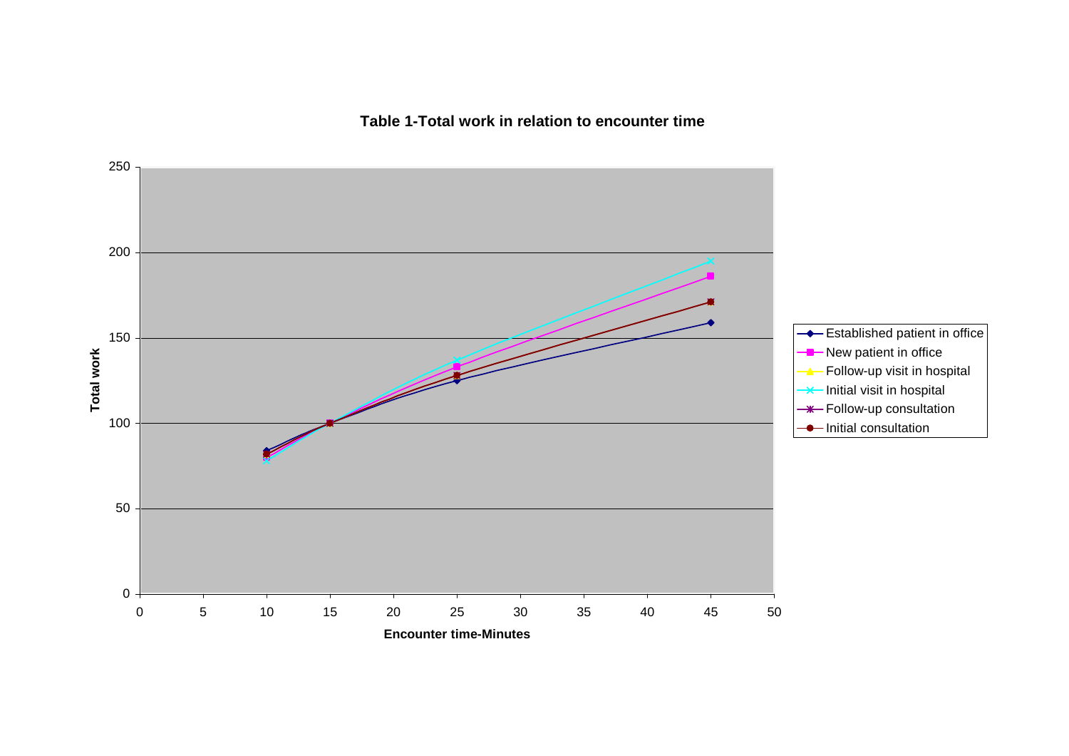**Table 1-Total work in relation to encounter time**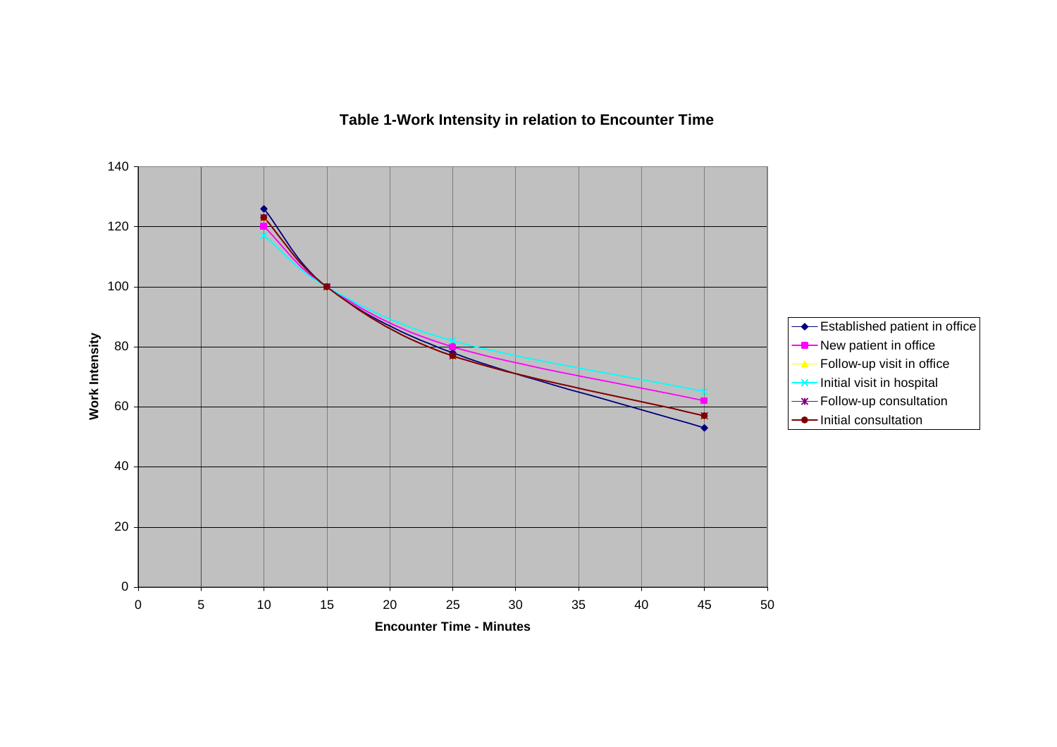**Table 1-Work Intensity in relation to Encounter Time**

Work Intensity

Encounter Time - Minutes

- Established patient in office
- New patient in office
- Follow-up visit in office
- Initial visit in hospital
- Follow-up consultation
- Initial consultation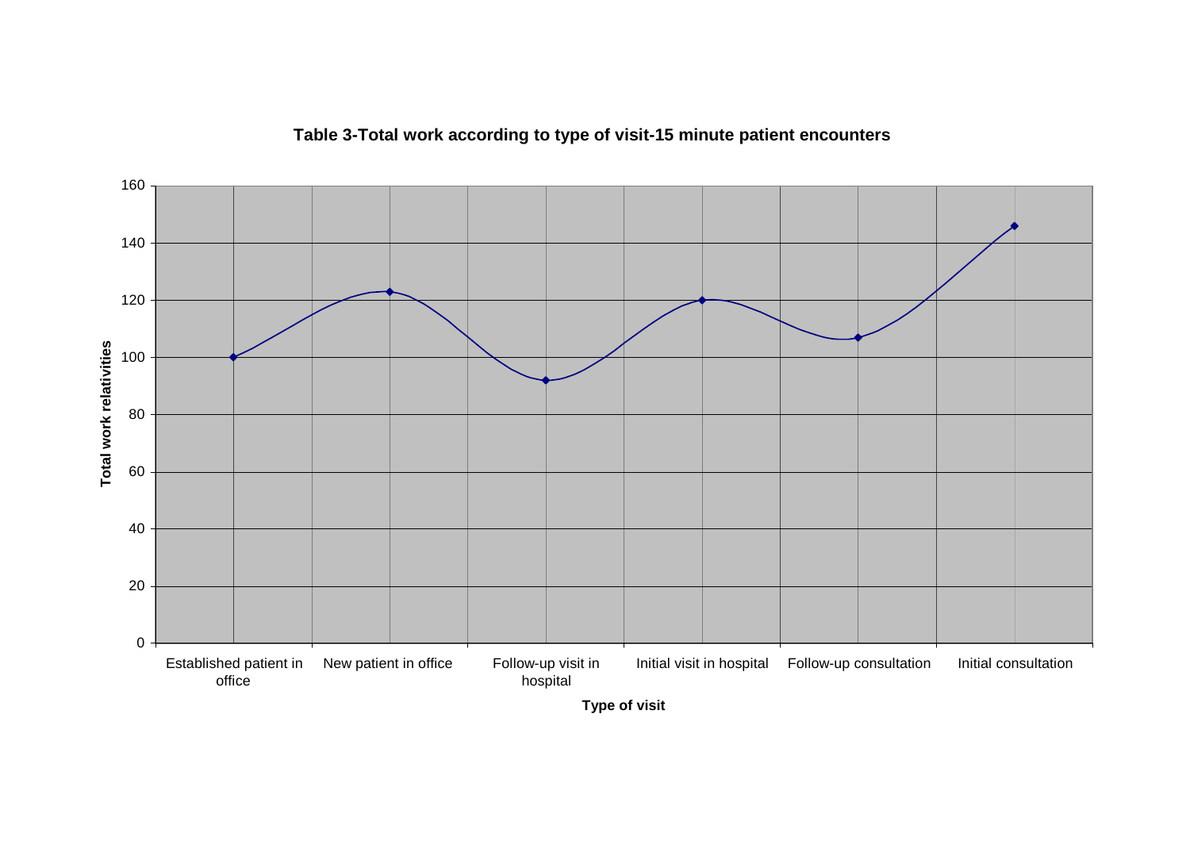**Table 3-Total work according to type of visit-15 minute patient encounters**

| Type of visit | Total work relativities |
| --- | --- |
| Established patient in office | 100 |
| New patient in office | 123 |
| Follow-up visit in hospital | 92 |
| Initial visit in hospital | 120 |
| Follow-up consultation | 107 |
| Initial consultation | 146 |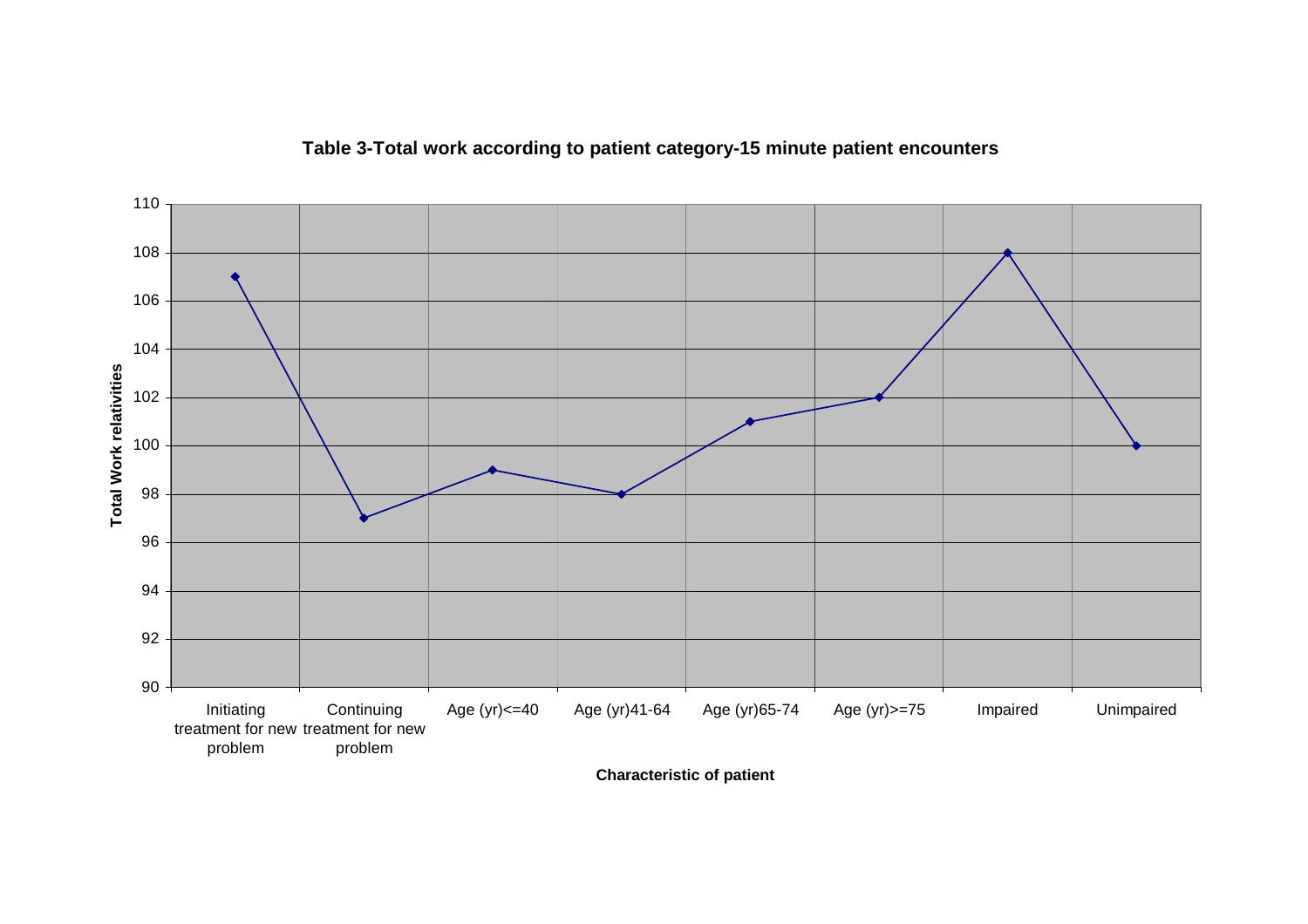**Table 3-Total work according to patient category-15 minute patient encounters**

| Characteristic of patient | Total Work relativities |
|---|---|
| Initiating treatment for new problem | 107 |
| Continuing treatment for new problem | 97 |
| Age (yr)<=40 | 99 |
| Age (yr)41-64 | 98 |
| Age (yr)65-74 | 101 |
| Age (yr)>=75 | 102 |
| Impaired | 108 |
| Unimpaired | 100 |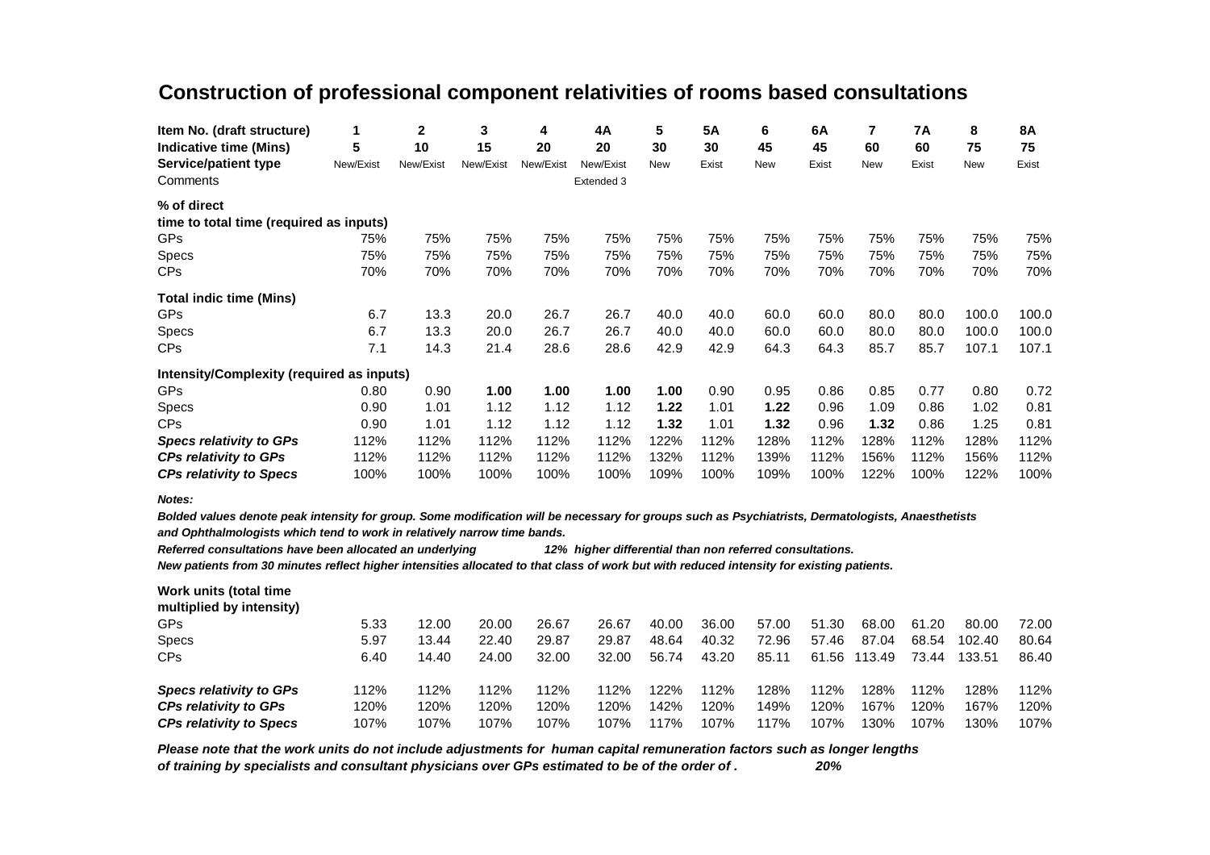# Construction of professional component relativities of rooms based consultations

| Item No. (draft structure) | 1 | 2 | 3 | 4 | 4A | 5 | 5A | 6 | 6A | 7 | 7A | 8 | 8A |
|---|---|---|---|---|---|---|---|---|---|---|---|---|---|
| **Indicative time (Mins)** | 5 | 10 | 15 | 20 | 20 | 30 | 30 | 45 | 45 | 60 | 60 | 75 | 75 |
| **Service/patient type** | New/Exist | New/Exist | New/Exist | New/Exist | New/Exist | New | Exist | New | Exist | New | Exist | New | Exist |
| Comments | | | | | Extended 3 | | | | | | | | |
| **% of direct time to total time (required as inputs)** | | | | | | | | | | | | | |
| GPs | 75% | 75% | 75% | 75% | 75% | 75% | 75% | 75% | 75% | 75% | 75% | 75% | 75% |
| Specs | 75% | 75% | 75% | 75% | 75% | 75% | 75% | 75% | 75% | 75% | 75% | 75% | 75% |
| CPs | 70% | 70% | 70% | 70% | 70% | 70% | 70% | 70% | 70% | 70% | 70% | 70% | 70% |
| **Total indic time (Mins)** | | | | | | | | | | | | | |
| GPs | 6.7 | 13.3 | 20.0 | 26.7 | 26.7 | 40.0 | 40.0 | 60.0 | 60.0 | 80.0 | 80.0 | 100.0 | 100.0 |
| Specs | 6.7 | 13.3 | 20.0 | 26.7 | 26.7 | 40.0 | 40.0 | 60.0 | 60.0 | 80.0 | 80.0 | 100.0 | 100.0 |
| CPs | 7.1 | 14.3 | 21.4 | 28.6 | 28.6 | 42.9 | 42.9 | 64.3 | 64.3 | 85.7 | 85.7 | 107.1 | 107.1 |
| **Intensity/Complexity (required as inputs)** | | | | | | | | | | | | | |
| GPs | 0.80 | 0.90 | **1.00** | **1.00** | **1.00** | **1.00** | 0.90 | 0.95 | 0.86 | 0.85 | 0.77 | 0.80 | 0.72 |
| Specs | 0.90 | 1.01 | 1.12 | 1.12 | 1.12 | **1.22** | 1.01 | **1.22** | 0.96 | 1.09 | 0.86 | 1.02 | 0.81 |
| CPs | 0.90 | 1.01 | 1.12 | 1.12 | 1.12 | **1.32** | 1.01 | **1.32** | 0.96 | **1.32** | 0.86 | 1.25 | 0.81 |
| ***Specs relativity to GPs*** | 112% | 112% | 112% | 112% | 112% | 122% | 112% | 128% | 112% | 128% | 112% | 128% | 112% |
| ***CPs relativity to GPs*** | 112% | 112% | 112% | 112% | 112% | 132% | 112% | 139% | 112% | 156% | 112% | 156% | 112% |
| ***CPs relativity to Specs*** | 100% | 100% | 100% | 100% | 100% | 109% | 100% | 109% | 100% | 122% | 100% | 122% | 100% |

***Notes:***

***Bolded values denote peak intensity for group. Some modification will be necessary for groups such as Psychiatrists, Dermatologists, Anaesthetists and Ophthalmologists which tend to work in relatively narrow time bands.***

***Referred consultations have been allocated an underlying 12% higher differential than non referred consultations.***

***New patients from 30 minutes reflect higher intensities allocated to that class of work but with reduced intensity for existing patients.***

| Work units (total time multiplied by intensity) | 1 | 2 | 3 | 4 | 4A | 5 | 5A | 6 | 6A | 7 | 7A | 8 | 8A |
|---|---|---|---|---|---|---|---|---|---|---|---|---|---|
| GPs | 5.33 | 12.00 | 20.00 | 26.67 | 26.67 | 40.00 | 36.00 | 57.00 | 51.30 | 68.00 | 61.20 | 80.00 | 72.00 |
| Specs | 5.97 | 13.44 | 22.40 | 29.87 | 29.87 | 48.64 | 40.32 | 72.96 | 57.46 | 87.04 | 68.54 | 102.40 | 80.64 |
| CPs | 6.40 | 14.40 | 24.00 | 32.00 | 32.00 | 56.74 | 43.20 | 85.11 | 61.56 | 113.49 | 73.44 | 133.51 | 86.40 |
| ***Specs relativity to GPs*** | 112% | 112% | 112% | 112% | 112% | 122% | 112% | 128% | 112% | 128% | 112% | 128% | 112% |
| ***CPs relativity to GPs*** | 120% | 120% | 120% | 120% | 120% | 142% | 120% | 149% | 120% | 167% | 120% | 167% | 120% |
| ***CPs relativity to Specs*** | 107% | 107% | 107% | 107% | 107% | 117% | 107% | 117% | 107% | 130% | 107% | 130% | 107% |

***Please note that the work units do not include adjustments for human capital remuneration factors such as longer lengths of training by specialists and consultant physicians over GPs estimated to be of the order of . 20%***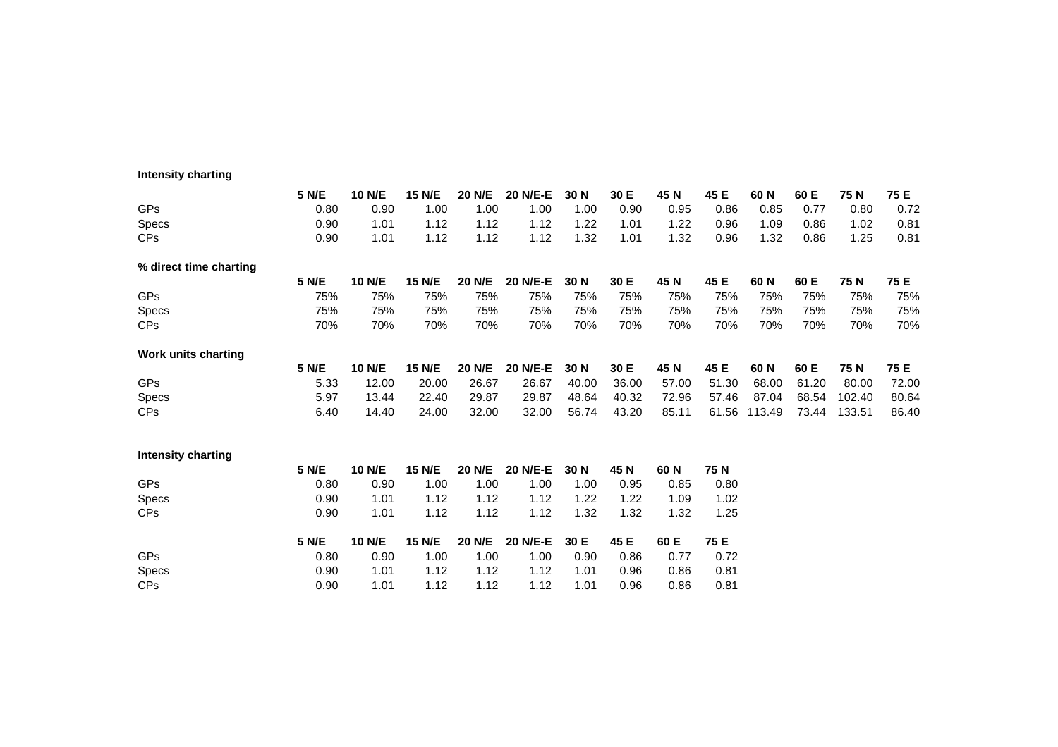**Intensity charting**

| | 5 N/E | 10 N/E | 15 N/E | 20 N/E | 20 N/E-E | 30 N | 30 E | 45 N | 45 E | 60 N | 60 E | 75 N | 75 E |
|---|---|---|---|---|---|---|---|---|---|---|---|---|---|
| GPs | 0.80 | 0.90 | 1.00 | 1.00 | 1.00 | 1.00 | 0.90 | 0.95 | 0.86 | 0.85 | 0.77 | 0.80 | 0.72 |
| Specs | 0.90 | 1.01 | 1.12 | 1.12 | 1.12 | 1.22 | 1.01 | 1.22 | 0.96 | 1.09 | 0.86 | 1.02 | 0.81 |
| CPs | 0.90 | 1.01 | 1.12 | 1.12 | 1.12 | 1.32 | 1.01 | 1.32 | 0.96 | 1.32 | 0.86 | 1.25 | 0.81 |

**% direct time charting**

| | 5 N/E | 10 N/E | 15 N/E | 20 N/E | 20 N/E-E | 30 N | 30 E | 45 N | 45 E | 60 N | 60 E | 75 N | 75 E |
|---|---|---|---|---|---|---|---|---|---|---|---|---|---|
| GPs | 75% | 75% | 75% | 75% | 75% | 75% | 75% | 75% | 75% | 75% | 75% | 75% | 75% |
| Specs | 75% | 75% | 75% | 75% | 75% | 75% | 75% | 75% | 75% | 75% | 75% | 75% | 75% |
| CPs | 70% | 70% | 70% | 70% | 70% | 70% | 70% | 70% | 70% | 70% | 70% | 70% | 70% |

**Work units charting**

| | 5 N/E | 10 N/E | 15 N/E | 20 N/E | 20 N/E-E | 30 N | 30 E | 45 N | 45 E | 60 N | 60 E | 75 N | 75 E |
|---|---|---|---|---|---|---|---|---|---|---|---|---|---|
| GPs | 5.33 | 12.00 | 20.00 | 26.67 | 26.67 | 40.00 | 36.00 | 57.00 | 51.30 | 68.00 | 61.20 | 80.00 | 72.00 |
| Specs | 5.97 | 13.44 | 22.40 | 29.87 | 29.87 | 48.64 | 40.32 | 72.96 | 57.46 | 87.04 | 68.54 | 102.40 | 80.64 |
| CPs | 6.40 | 14.40 | 24.00 | 32.00 | 32.00 | 56.74 | 43.20 | 85.11 | 61.56 | 113.49 | 73.44 | 133.51 | 86.40 |

**Intensity charting**

| | 5 N/E | 10 N/E | 15 N/E | 20 N/E | 20 N/E-E | 30 N | 45 N | 60 N | 75 N |
|---|---|---|---|---|---|---|---|---|---|
| GPs | 0.80 | 0.90 | 1.00 | 1.00 | 1.00 | 1.00 | 0.95 | 0.85 | 0.80 |
| Specs | 0.90 | 1.01 | 1.12 | 1.12 | 1.12 | 1.22 | 1.22 | 1.09 | 1.02 |
| CPs | 0.90 | 1.01 | 1.12 | 1.12 | 1.12 | 1.32 | 1.32 | 1.32 | 1.25 |

| | 5 N/E | 10 N/E | 15 N/E | 20 N/E | 20 N/E-E | 30 E | 45 E | 60 E | 75 E |
|---|---|---|---|---|---|---|---|---|---|
| GPs | 0.80 | 0.90 | 1.00 | 1.00 | 1.00 | 0.90 | 0.86 | 0.77 | 0.72 |
| Specs | 0.90 | 1.01 | 1.12 | 1.12 | 1.12 | 1.01 | 0.96 | 0.86 | 0.81 |
| CPs | 0.90 | 1.01 | 1.12 | 1.12 | 1.12 | 1.01 | 0.96 | 0.86 | 0.81 |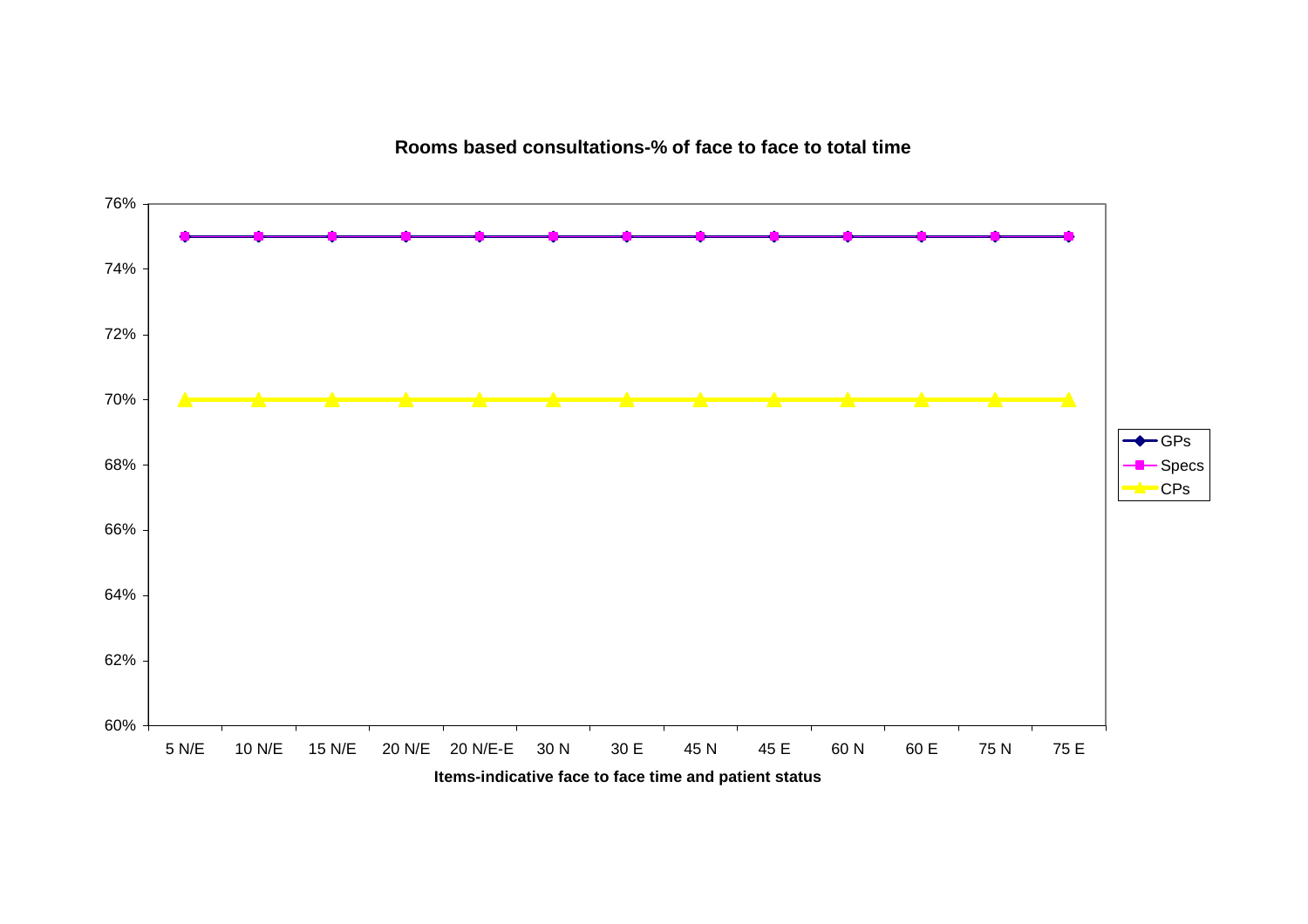**Rooms based consultations-% of face to face to total time**

| Items-indicative face to face time and patient status | GPs | Specs | CPs |
|---|---|---|---|
| 5 N/E | 75% | 75% | 70% |
| 10 N/E | 75% | 75% | 70% |
| 15 N/E | 75% | 75% | 70% |
| 20 N/E | 75% | 75% | 70% |
| 20 N/E-E | 75% | 75% | 70% |
| 30 N | 75% | 75% | 70% |
| 30 E | 75% | 75% | 70% |
| 45 N | 75% | 75% | 70% |
| 45 E | 75% | 75% | 70% |
| 60 N | 75% | 75% | 70% |
| 60 E | 75% | 75% | 70% |
| 75 N | 75% | 75% | 70% |
| 75 E | 75% | 75% | 70% |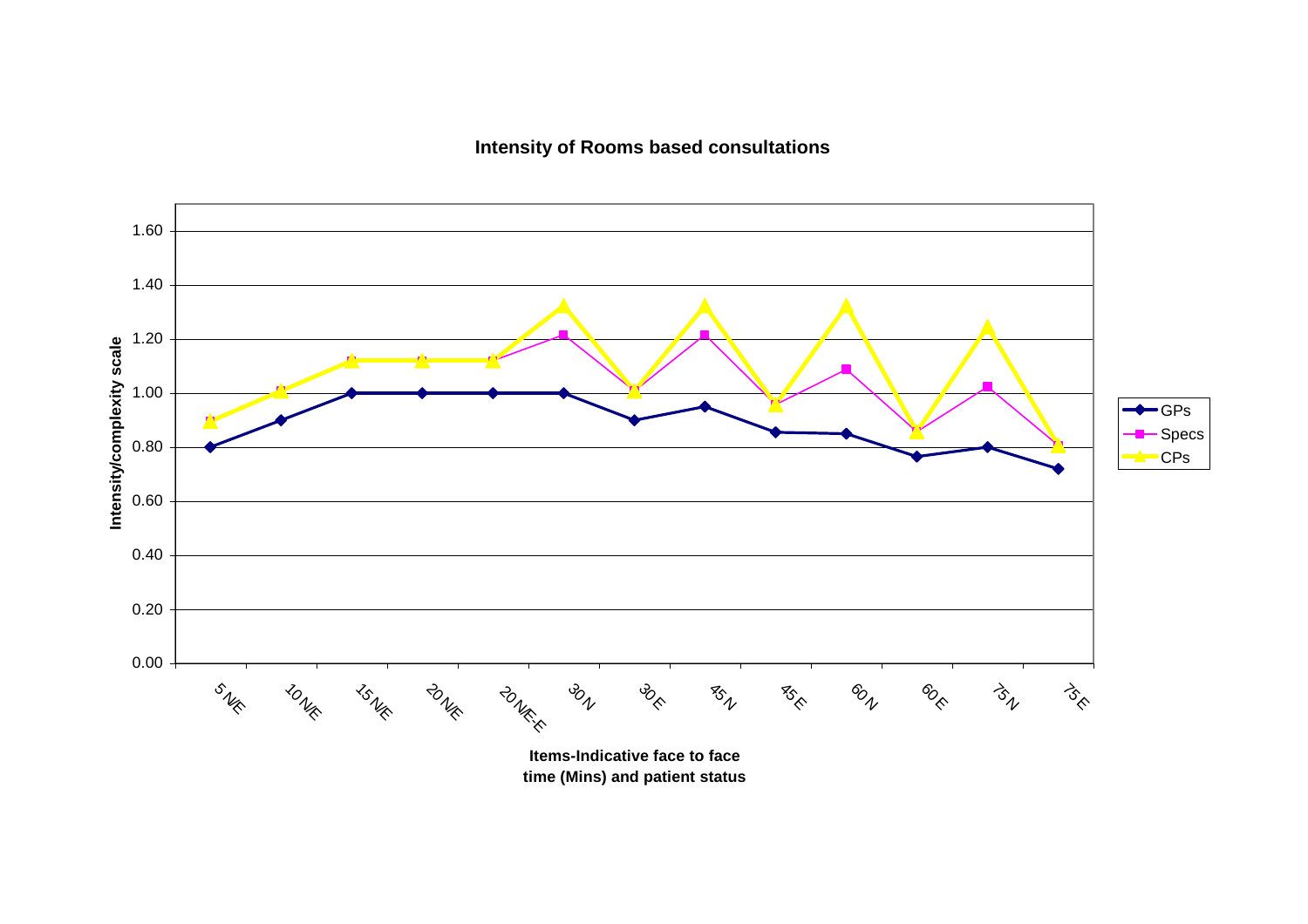**Intensity of Rooms based consultations**

Intensity/complexity scale

0.00, 0.20, 0.40, 0.60, 0.80, 1.00, 1.20, 1.40, 1.60

5 N/E, 10 N/E, 15 N/E, 20 N/E, 20 N/E-E, 30 N, 30 E, 45 N, 45 E, 60 N, 60 E, 75 N, 75 E

**Items-Indicative face to face time (Mins) and patient status**

- GPs
- Specs
- CPs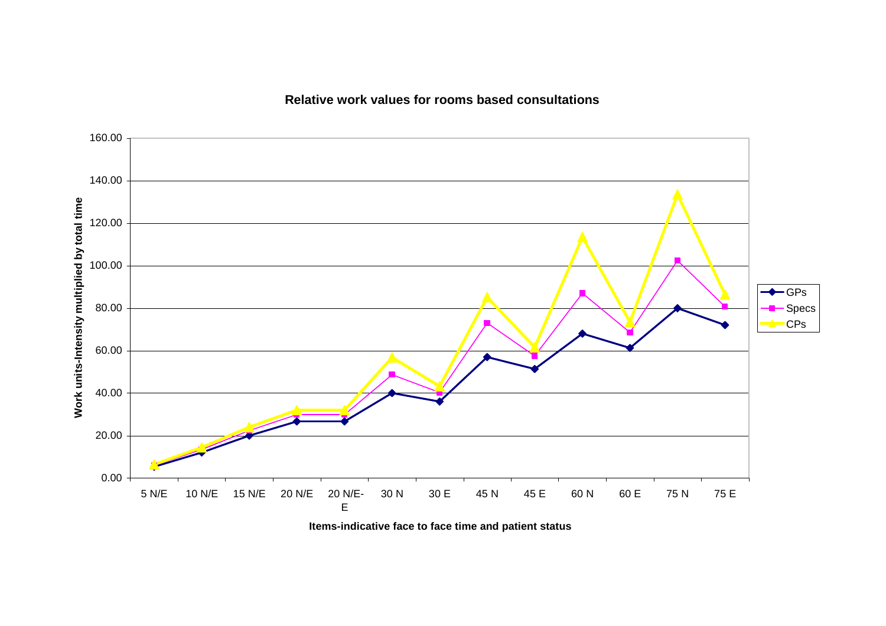**Relative work values for rooms based consultations**

Work units-Intensity multiplied by total time

Items-indicative face to face time and patient status

GPs, Specs, CPs

5 N/E, 10 N/E, 15 N/E, 20 N/E, 20 N/E-E, 30 N, 30 E, 45 N, 45 E, 60 N, 60 E, 75 N, 75 E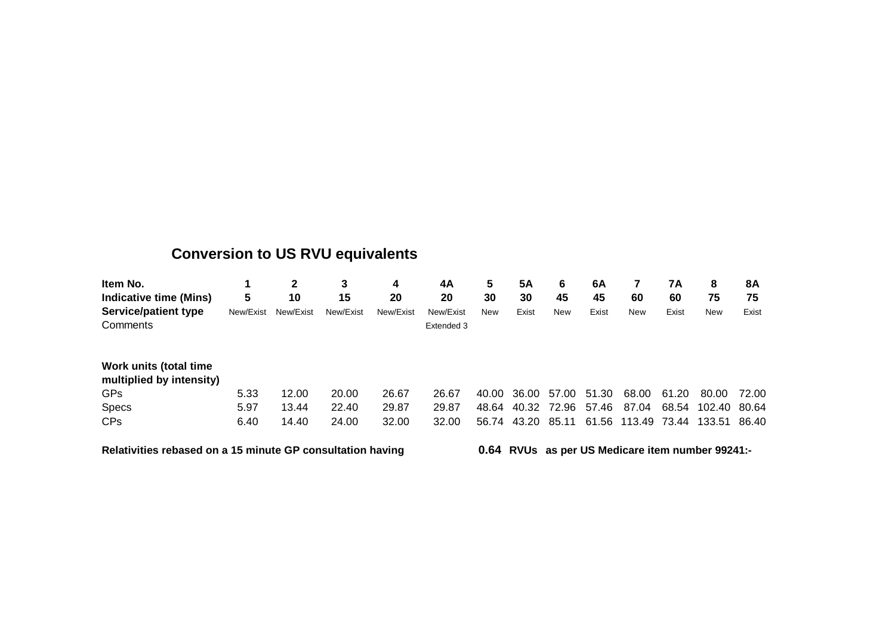## Conversion to US RVU equivalents

| Item No. | 1 | 2 | 3 | 4 | 4A | 5 | 5A | 6 | 6A | 7 | 7A | 8 | 8A |
|---|---|---|---|---|---|---|---|---|---|---|---|---|---|
| Indicative time (Mins) | 5 | 10 | 15 | 20 | 20 | 30 | 30 | 45 | 45 | 60 | 60 | 75 | 75 |
| Service/patient type | New/Exist | New/Exist | New/Exist | New/Exist | New/Exist | New | Exist | New | Exist | New | Exist | New | Exist |
| Comments | | | | | Extended 3 | | | | | | | | |
| **Work units (total time multiplied by intensity)** | | | | | | | | | | | | | |
| GPs | 5.33 | 12.00 | 20.00 | 26.67 | 26.67 | 40.00 | 36.00 | 57.00 | 51.30 | 68.00 | 61.20 | 80.00 | 72.00 |
| Specs | 5.97 | 13.44 | 22.40 | 29.87 | 29.87 | 48.64 | 40.32 | 72.96 | 57.46 | 87.04 | 68.54 | 102.40 | 80.64 |
| CPs | 6.40 | 14.40 | 24.00 | 32.00 | 32.00 | 56.74 | 43.20 | 85.11 | 61.56 | 113.49 | 73.44 | 133.51 | 86.40 |

**Relativities rebased on a 15 minute GP consultation having 0.64 RVUs as per US Medicare item number 99241:-**